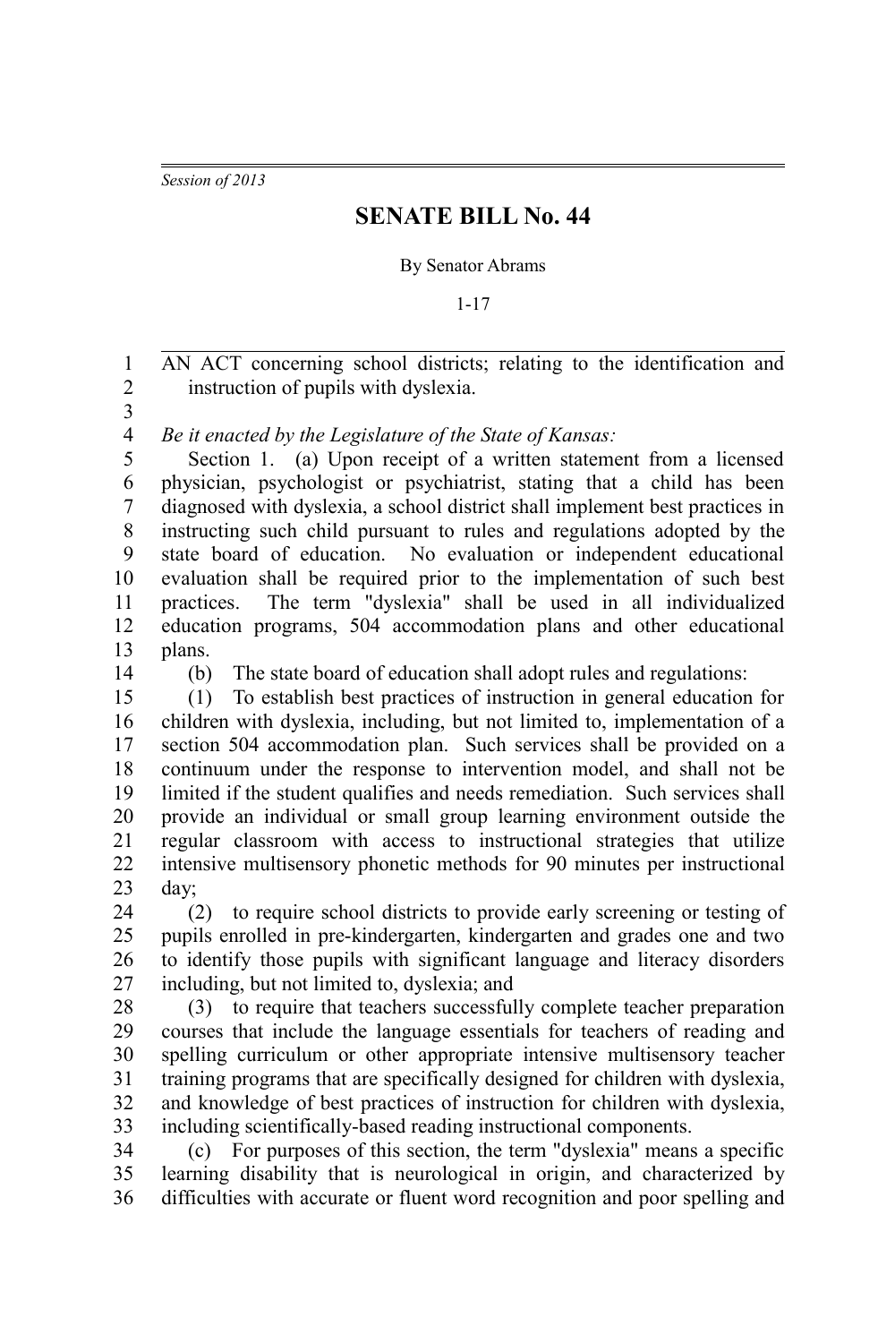*Session of 2013*

# SENATE BILL No. 44

By Senator Abrams

1-17

AN ACT concerning school districts; relating to the identification and instruction of pupils with dyslexia.

*Be it enacted by the Legislature of the State of Kansas:*

Section 1. (a) Upon receipt of a written statement from a licensed physician, psychologist or psychiatrist, stating that a child has been diagnosed with dyslexia, a school district shall implement best practices in instructing such child pursuant to rules and regulations adopted by the state board of education. No evaluation or independent educational evaluation shall be required prior to the implementation of such best practices. The term "dyslexia" shall be used in all individualized education programs, 504 accommodation plans and other educational plans.

(b) The state board of education shall adopt rules and regulations:

(1) To establish best practices of instruction in general education for children with dyslexia, including, but not limited to, implementation of a section 504 accommodation plan. Such services shall be provided on a continuum under the response to intervention model, and shall not be limited if the student qualifies and needs remediation. Such services shall provide an individual or small group learning environment outside the regular classroom with access to instructional strategies that utilize intensive multisensory phonetic methods for 90 minutes per instructional day;

(2) to require school districts to provide early screening or testing of pupils enrolled in pre-kindergarten, kindergarten and grades one and two to identify those pupils with significant language and literacy disorders including, but not limited to, dyslexia; and

(3) to require that teachers successfully complete teacher preparation courses that include the language essentials for teachers of reading and spelling curriculum or other appropriate intensive multisensory teacher training programs that are specifically designed for children with dyslexia, and knowledge of best practices of instruction for children with dyslexia, including scientifically-based reading instructional components.

(c) For purposes of this section, the term "dyslexia" means a specific learning disability that is neurological in origin, and characterized by difficulties with accurate or fluent word recognition and poor spelling and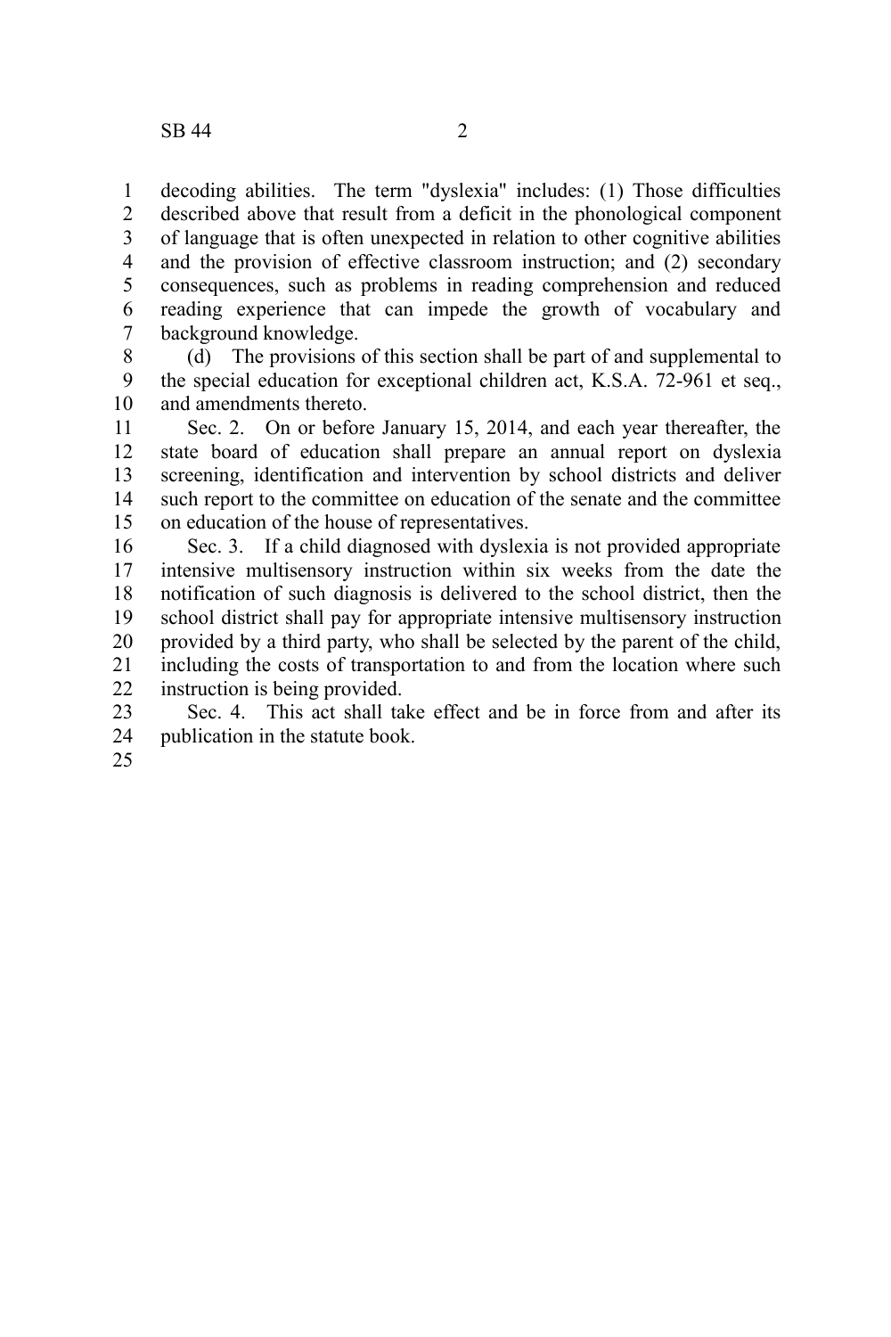decoding abilities. The term "dyslexia" includes: (1) Those difficulties described above that result from a deficit in the phonological component of language that is often unexpected in relation to other cognitive abilities and the provision of effective classroom instruction; and (2) secondary consequences, such as problems in reading comprehension and reduced reading experience that can impede the growth of vocabulary and background knowledge.

(d) The provisions of this section shall be part of and supplemental to the special education for exceptional children act, K.S.A. 72-961 et seq., and amendments thereto.

Sec. 2. On or before January 15, 2014, and each year thereafter, the state board of education shall prepare an annual report on dyslexia screening, identification and intervention by school districts and deliver such report to the committee on education of the senate and the committee on education of the house of representatives.

Sec. 3. If a child diagnosed with dyslexia is not provided appropriate intensive multisensory instruction within six weeks from the date the notification of such diagnosis is delivered to the school district, then the school district shall pay for appropriate intensive multisensory instruction provided by a third party, who shall be selected by the parent of the child, including the costs of transportation to and from the location where such instruction is being provided.

Sec. 4. This act shall take effect and be in force from and after its publication in the statute book.